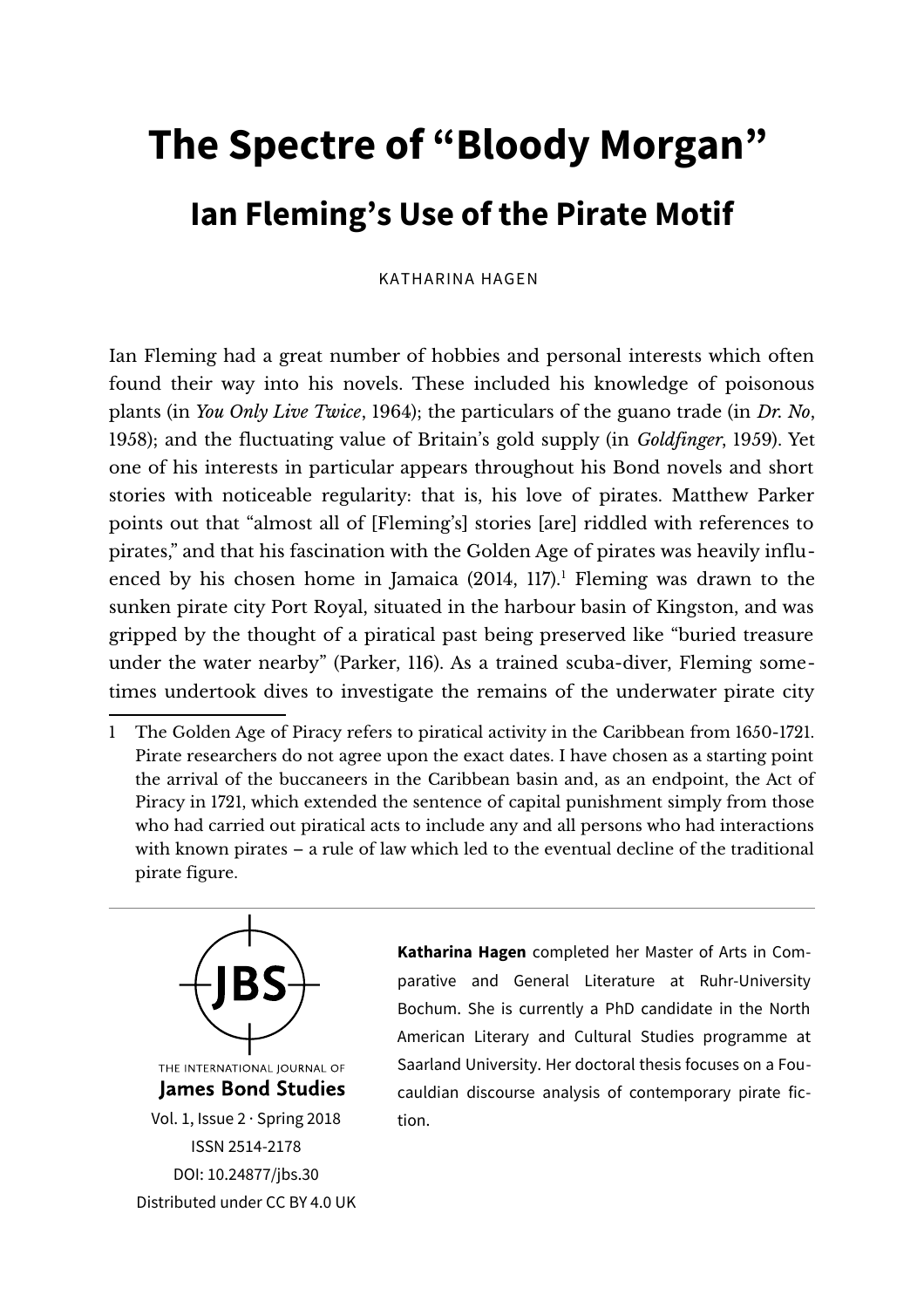# The Spectre of "Bloody Morgan"

## Ian Fleming's Use of the Pirate Motif

KATHARINA HAGEN

Ian Fleming had a great number of hobbies and personal interests which often found their way into his novels. These included his knowledge of poisonous plants (in *You Only Live Twice*, 1964); the particulars of the guano trade (in *Dr. No*, 1958); and the fluctuating value of Britain's gold supply (in *Goldfinger*, 1959). Yet one of his interests in particular appears throughout his Bond novels and short stories with noticeable regularity: that is, his love of pirates. Matthew Parker points out that "almost all of [Fleming's] stories [are] riddled with references to pirates," and that his fascination with the Golden Age of pirates was heavily influenced by his chosen home in Jamaica (2014, 117).[1] Fleming was drawn to the sunken pirate city Port Royal, situated in the harbour basin of Kingston, and was gripped by the thought of a piratical past being preserved like "buried treasure under the water nearby" (Parker, 116). As a trained scuba-diver, Fleming sometimes undertook dives to investigate the remains of the underwater pirate city

1 The Golden Age of Piracy refers to piratical activity in the Caribbean from 1650-1721. Pirate researchers do not agree upon the exact dates. I have chosen as a starting point the arrival of the buccaneers in the Caribbean basin and, as an endpoint, the Act of Piracy in 1721, which extended the sentence of capital punishment simply from those who had carried out piratical acts to include any and all persons who had interactions with known pirates – a rule of law which led to the eventual decline of the traditional pirate figure.

THE INTERNATIONAL JOURNAL OF **James Bond Studies**
Vol. 1, Issue 2 · Spring 2018
ISSN 2514-2178
DOI: 10.24877/jbs.30
Distributed under CC BY 4.0 UK

**Katharina Hagen** completed her Master of Arts in Comparative and General Literature at Ruhr-University Bochum. She is currently a PhD candidate in the North American Literary and Cultural Studies programme at Saarland University. Her doctoral thesis focuses on a Foucauldian discourse analysis of contemporary pirate fiction.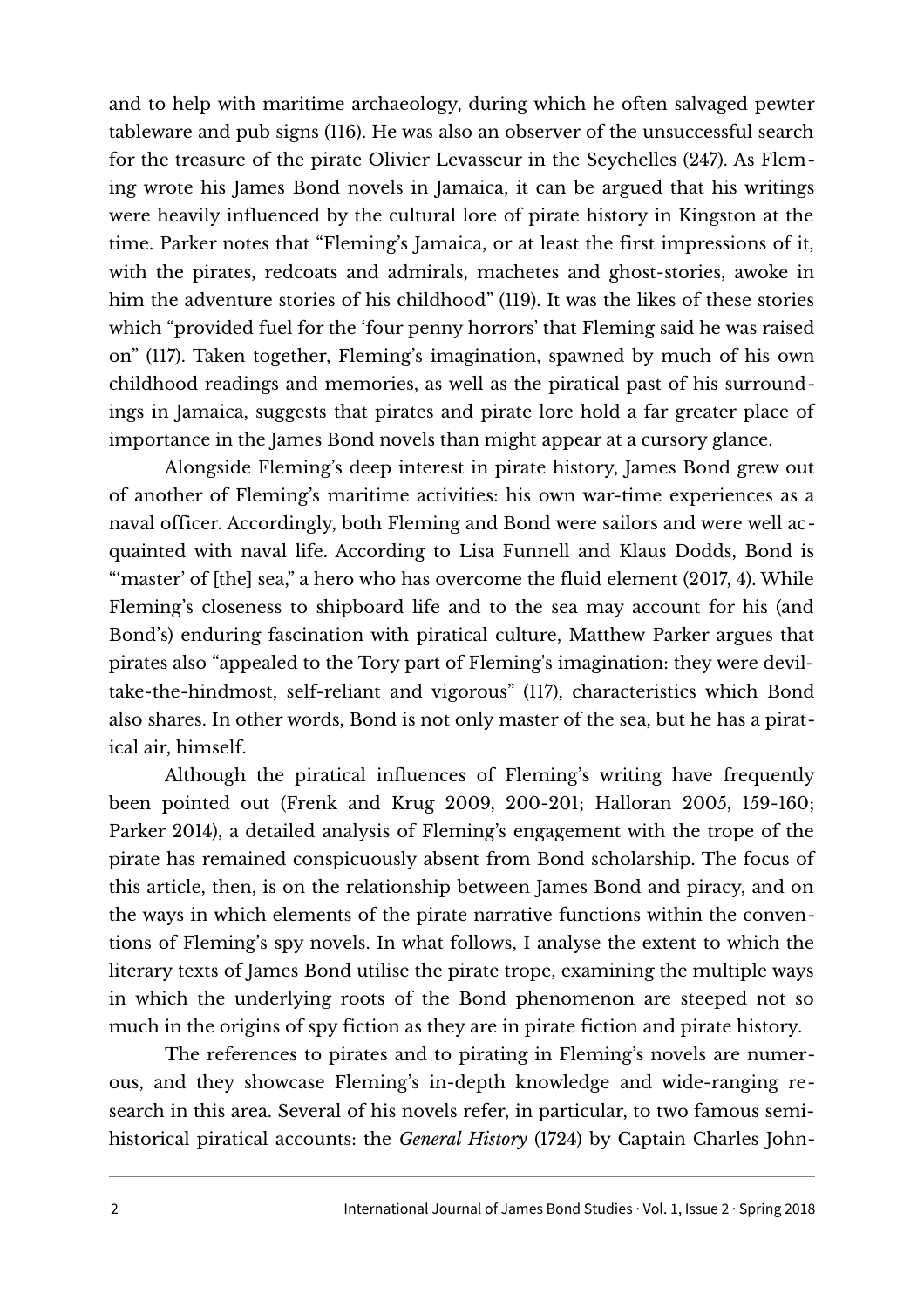and to help with maritime archaeology, during which he often salvaged pewter tableware and pub signs (116). He was also an observer of the unsuccessful search for the treasure of the pirate Olivier Levasseur in the Seychelles (247). As Fleming wrote his James Bond novels in Jamaica, it can be argued that his writings were heavily influenced by the cultural lore of pirate history in Kingston at the time. Parker notes that "Fleming's Jamaica, or at least the first impressions of it, with the pirates, redcoats and admirals, machetes and ghost-stories, awoke in him the adventure stories of his childhood" (119). It was the likes of these stories which "provided fuel for the 'four penny horrors' that Fleming said he was raised on" (117). Taken together, Fleming's imagination, spawned by much of his own childhood readings and memories, as well as the piratical past of his surroundings in Jamaica, suggests that pirates and pirate lore hold a far greater place of importance in the James Bond novels than might appear at a cursory glance.

Alongside Fleming's deep interest in pirate history, James Bond grew out of another of Fleming's maritime activities: his own war-time experiences as a naval officer. Accordingly, both Fleming and Bond were sailors and were well acquainted with naval life. According to Lisa Funnell and Klaus Dodds, Bond is "'master' of [the] sea," a hero who has overcome the fluid element (2017, 4). While Fleming's closeness to shipboard life and to the sea may account for his (and Bond's) enduring fascination with piratical culture, Matthew Parker argues that pirates also "appealed to the Tory part of Fleming's imagination: they were devil-take-the-hindmost, self-reliant and vigorous" (117), characteristics which Bond also shares. In other words, Bond is not only master of the sea, but he has a piratical air, himself.

Although the piratical influences of Fleming's writing have frequently been pointed out (Frenk and Krug 2009, 200-201; Halloran 2005, 159-160; Parker 2014), a detailed analysis of Fleming's engagement with the trope of the pirate has remained conspicuously absent from Bond scholarship. The focus of this article, then, is on the relationship between James Bond and piracy, and on the ways in which elements of the pirate narrative functions within the conventions of Fleming's spy novels. In what follows, I analyse the extent to which the literary texts of James Bond utilise the pirate trope, examining the multiple ways in which the underlying roots of the Bond phenomenon are steeped not so much in the origins of spy fiction as they are in pirate fiction and pirate history.

The references to pirates and to pirating in Fleming's novels are numerous, and they showcase Fleming's in-depth knowledge and wide-ranging research in this area. Several of his novels refer, in particular, to two famous semi-historical piratical accounts: the *General History* (1724) by Captain Charles John-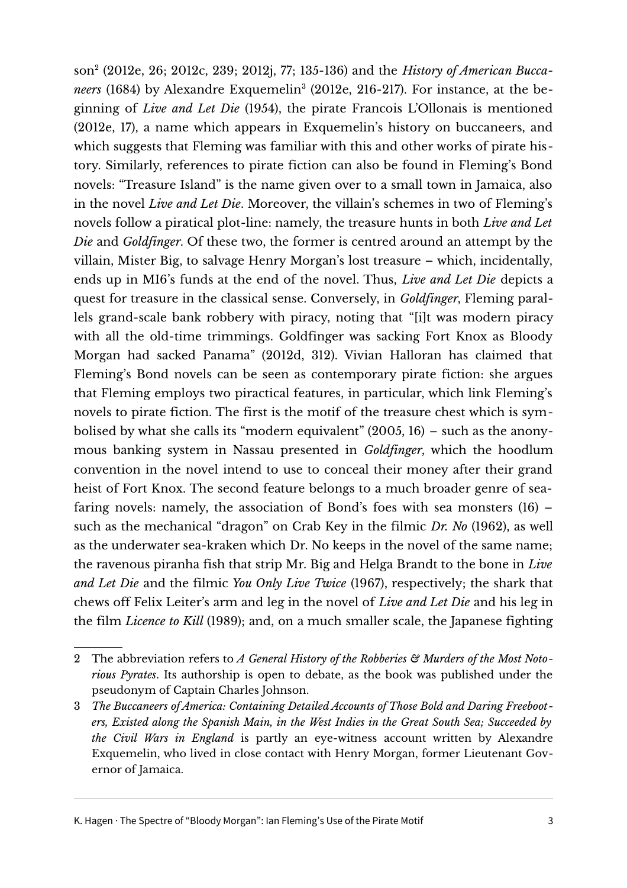son[2] (2012e, 26; 2012c, 239; 2012j, 77; 135-136) and the *History of American Buccaneers* (1684) by Alexandre Exquemelin[3] (2012e, 216-217). For instance, at the beginning of *Live and Let Die* (1954), the pirate Francois L'Ollonais is mentioned (2012e, 17), a name which appears in Exquemelin's history on buccaneers, and which suggests that Fleming was familiar with this and other works of pirate history. Similarly, references to pirate fiction can also be found in Fleming's Bond novels: "Treasure Island" is the name given over to a small town in Jamaica, also in the novel *Live and Let Die*. Moreover, the villain's schemes in two of Fleming's novels follow a piratical plot-line: namely, the treasure hunts in both *Live and Let Die* and *Goldfinger*. Of these two, the former is centred around an attempt by the villain, Mister Big, to salvage Henry Morgan's lost treasure – which, incidentally, ends up in MI6's funds at the end of the novel. Thus, *Live and Let Die* depicts a quest for treasure in the classical sense. Conversely, in *Goldfinger*, Fleming parallels grand-scale bank robbery with piracy, noting that "[i]t was modern piracy with all the old-time trimmings. Goldfinger was sacking Fort Knox as Bloody Morgan had sacked Panama" (2012d, 312). Vivian Halloran has claimed that Fleming's Bond novels can be seen as contemporary pirate fiction: she argues that Fleming employs two piractical features, in particular, which link Fleming's novels to pirate fiction. The first is the motif of the treasure chest which is symbolised by what she calls its "modern equivalent" (2005, 16) – such as the anonymous banking system in Nassau presented in *Goldfinger*, which the hoodlum convention in the novel intend to use to conceal their money after their grand heist of Fort Knox. The second feature belongs to a much broader genre of seafaring novels: namely, the association of Bond's foes with sea monsters (16) – such as the mechanical "dragon" on Crab Key in the filmic *Dr. No* (1962), as well as the underwater sea-kraken which Dr. No keeps in the novel of the same name; the ravenous piranha fish that strip Mr. Big and Helga Brandt to the bone in *Live and Let Die* and the filmic *You Only Live Twice* (1967), respectively; the shark that chews off Felix Leiter's arm and leg in the novel of *Live and Let Die* and his leg in the film *Licence to Kill* (1989); and, on a much smaller scale, the Japanese fighting

---

2 The abbreviation refers to *A General History of the Robberies & Murders of the Most Notorious Pyrates*. Its authorship is open to debate, as the book was published under the pseudonym of Captain Charles Johnson.

3 *The Buccaneers of America: Containing Detailed Accounts of Those Bold and Daring Freebooters, Existed along the Spanish Main, in the West Indies in the Great South Sea; Succeeded by the Civil Wars in England* is partly an eye-witness account written by Alexandre Exquemelin, who lived in close contact with Henry Morgan, former Lieutenant Governor of Jamaica.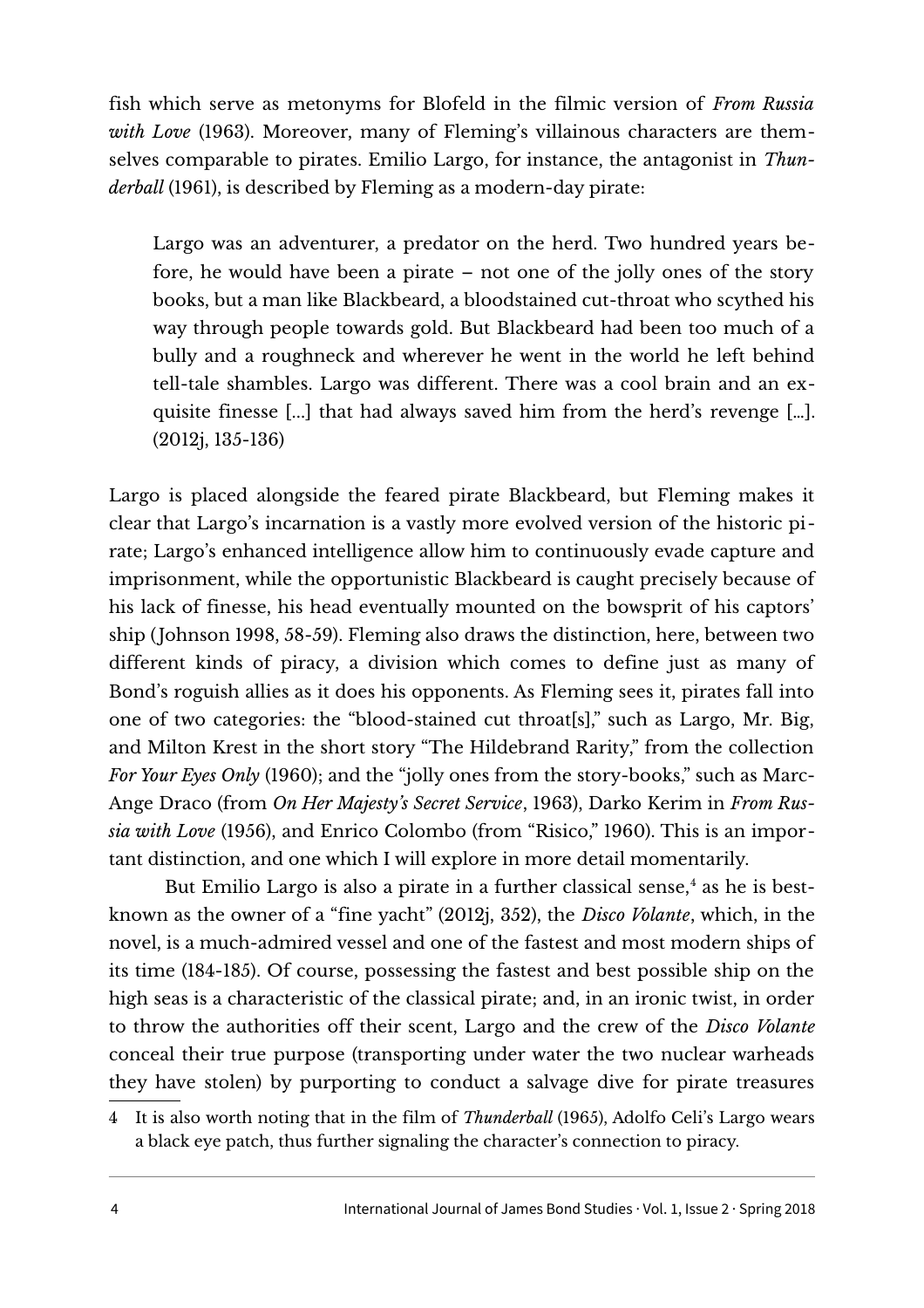fish which serve as metonyms for Blofeld in the filmic version of *From Russia with Love* (1963). Moreover, many of Fleming's villainous characters are themselves comparable to pirates. Emilio Largo, for instance, the antagonist in *Thunderball* (1961), is described by Fleming as a modern-day pirate:

> Largo was an adventurer, a predator on the herd. Two hundred years before, he would have been a pirate – not one of the jolly ones of the story books, but a man like Blackbeard, a bloodstained cut-throat who scythed his way through people towards gold. But Blackbeard had been too much of a bully and a roughneck and wherever he went in the world he left behind tell-tale shambles. Largo was different. There was a cool brain and an exquisite finesse [...] that had always saved him from the herd's revenge [...]. (2012j, 135-136)

Largo is placed alongside the feared pirate Blackbeard, but Fleming makes it clear that Largo's incarnation is a vastly more evolved version of the historic pirate; Largo's enhanced intelligence allow him to continuously evade capture and imprisonment, while the opportunistic Blackbeard is caught precisely because of his lack of finesse, his head eventually mounted on the bowsprit of his captors' ship (Johnson 1998, 58-59). Fleming also draws the distinction, here, between two different kinds of piracy, a division which comes to define just as many of Bond's roguish allies as it does his opponents. As Fleming sees it, pirates fall into one of two categories: the "blood-stained cut throat[s]," such as Largo, Mr. Big, and Milton Krest in the short story "The Hildebrand Rarity," from the collection *For Your Eyes Only* (1960); and the "jolly ones from the story-books," such as Marc-Ange Draco (from *On Her Majesty's Secret Service*, 1963), Darko Kerim in *From Russia with Love* (1956), and Enrico Colombo (from "Risico," 1960). This is an important distinction, and one which I will explore in more detail momentarily.

But Emilio Largo is also a pirate in a further classical sense,[4] as he is best-known as the owner of a "fine yacht" (2012j, 352), the *Disco Volante*, which, in the novel, is a much-admired vessel and one of the fastest and most modern ships of its time (184-185). Of course, possessing the fastest and best possible ship on the high seas is a characteristic of the classical pirate; and, in an ironic twist, in order to throw the authorities off their scent, Largo and the crew of the *Disco Volante* conceal their true purpose (transporting under water the two nuclear warheads they have stolen) by purporting to conduct a salvage dive for pirate treasures

4 It is also worth noting that in the film of *Thunderball* (1965), Adolfo Celi's Largo wears a black eye patch, thus further signaling the character's connection to piracy.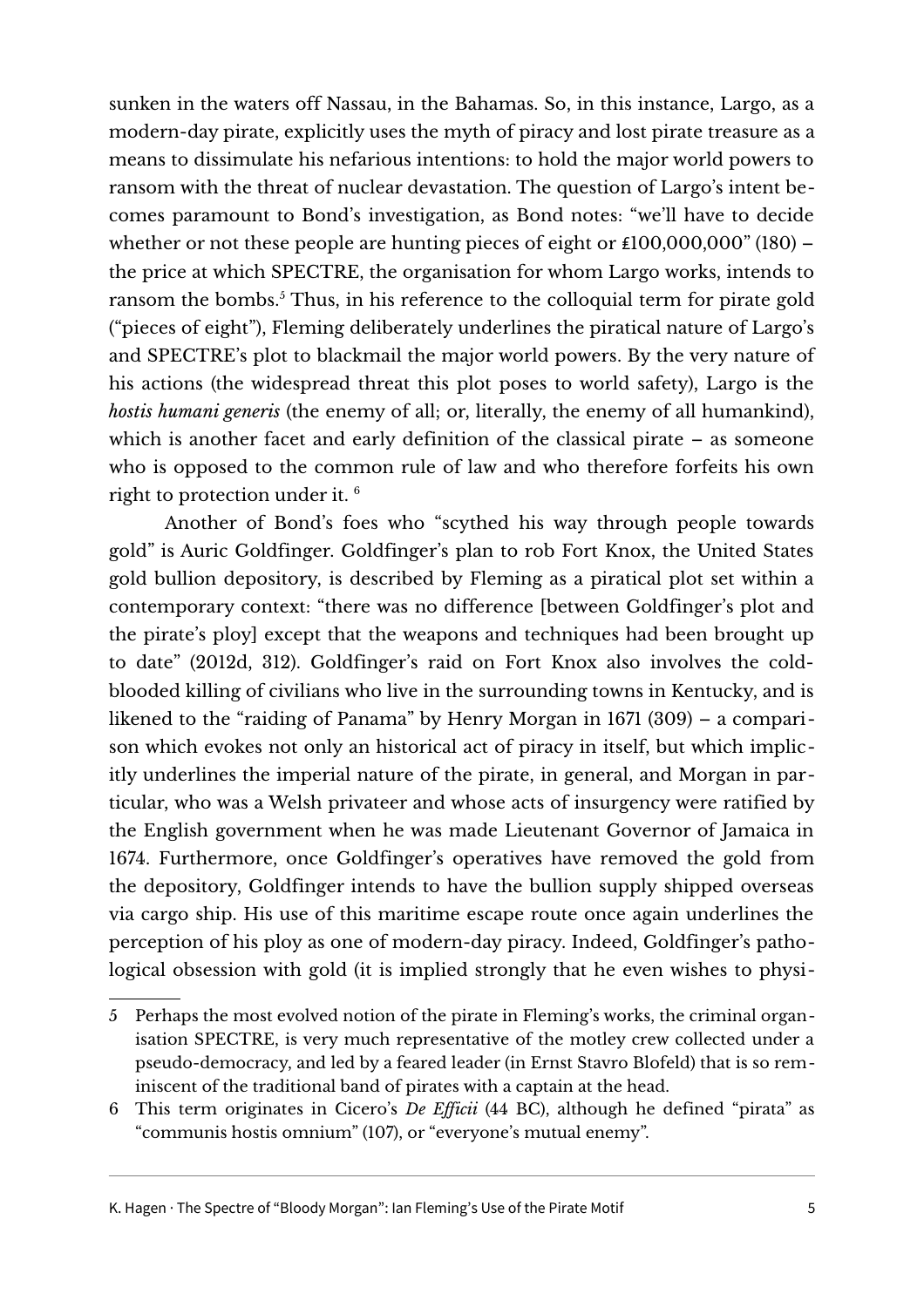sunken in the waters off Nassau, in the Bahamas. So, in this instance, Largo, as a modern-day pirate, explicitly uses the myth of piracy and lost pirate treasure as a means to dissimulate his nefarious intentions: to hold the major world powers to ransom with the threat of nuclear devastation. The question of Largo's intent becomes paramount to Bond's investigation, as Bond notes: "we'll have to decide whether or not these people are hunting pieces of eight or £100,000,000" (180) – the price at which SPECTRE, the organisation for whom Largo works, intends to ransom the bombs.[5] Thus, in his reference to the colloquial term for pirate gold ("pieces of eight"), Fleming deliberately underlines the piratical nature of Largo's and SPECTRE's plot to blackmail the major world powers. By the very nature of his actions (the widespread threat this plot poses to world safety), Largo is the *hostis humani generis* (the enemy of all; or, literally, the enemy of all humankind), which is another facet and early definition of the classical pirate – as someone who is opposed to the common rule of law and who therefore forfeits his own right to protection under it. [6]

Another of Bond's foes who "scythed his way through people towards gold" is Auric Goldfinger. Goldfinger's plan to rob Fort Knox, the United States gold bullion depository, is described by Fleming as a piratical plot set within a contemporary context: "there was no difference [between Goldfinger's plot and the pirate's ploy] except that the weapons and techniques had been brought up to date" (2012d, 312). Goldfinger's raid on Fort Knox also involves the cold-blooded killing of civilians who live in the surrounding towns in Kentucky, and is likened to the "raiding of Panama" by Henry Morgan in 1671 (309) – a comparison which evokes not only an historical act of piracy in itself, but which implicitly underlines the imperial nature of the pirate, in general, and Morgan in particular, who was a Welsh privateer and whose acts of insurgency were ratified by the English government when he was made Lieutenant Governor of Jamaica in 1674. Furthermore, once Goldfinger's operatives have removed the gold from the depository, Goldfinger intends to have the bullion supply shipped overseas via cargo ship. His use of this maritime escape route once again underlines the perception of his ploy as one of modern-day piracy. Indeed, Goldfinger's pathological obsession with gold (it is implied strongly that he even wishes to physi-

---

5 Perhaps the most evolved notion of the pirate in Fleming's works, the criminal organisation SPECTRE, is very much representative of the motley crew collected under a pseudo-democracy, and led by a feared leader (in Ernst Stavro Blofeld) that is so reminiscent of the traditional band of pirates with a captain at the head.

6 This term originates in Cicero's *De Efficii* (44 BC), although he defined "pirata" as "communis hostis omnium" (107), or "everyone's mutual enemy".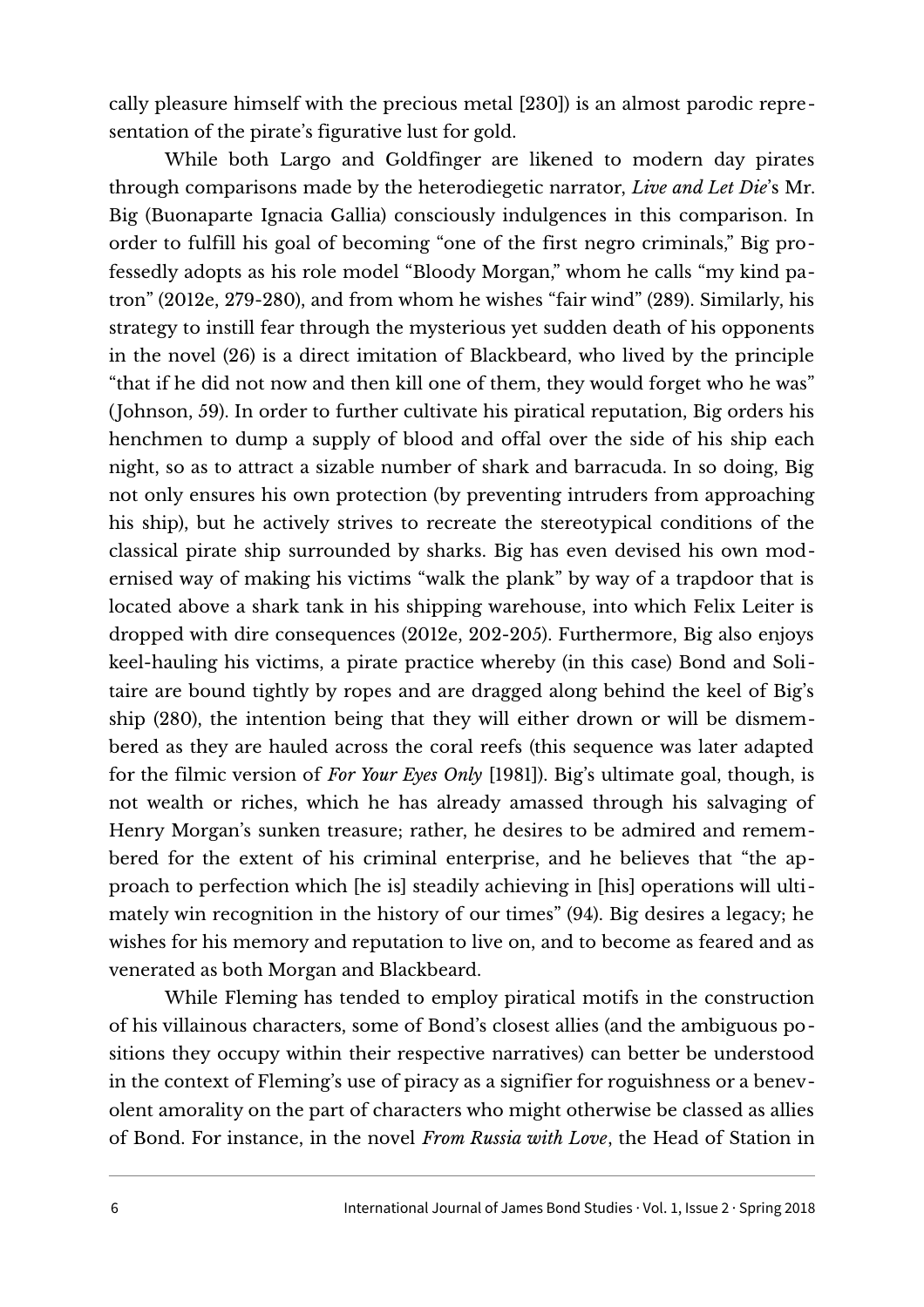cally pleasure himself with the precious metal [230]) is an almost parodic representation of the pirate's figurative lust for gold.

While both Largo and Goldfinger are likened to modern day pirates through comparisons made by the heterodiegetic narrator, *Live and Let Die*'s Mr. Big (Buonaparte Ignacia Gallia) consciously indulgences in this comparison. In order to fulfill his goal of becoming "one of the first negro criminals," Big professedly adopts as his role model "Bloody Morgan," whom he calls "my kind patron" (2012e, 279-280), and from whom he wishes "fair wind" (289). Similarly, his strategy to instill fear through the mysterious yet sudden death of his opponents in the novel (26) is a direct imitation of Blackbeard, who lived by the principle "that if he did not now and then kill one of them, they would forget who he was" (Johnson, 59). In order to further cultivate his piratical reputation, Big orders his henchmen to dump a supply of blood and offal over the side of his ship each night, so as to attract a sizable number of shark and barracuda. In so doing, Big not only ensures his own protection (by preventing intruders from approaching his ship), but he actively strives to recreate the stereotypical conditions of the classical pirate ship surrounded by sharks. Big has even devised his own modernised way of making his victims "walk the plank" by way of a trapdoor that is located above a shark tank in his shipping warehouse, into which Felix Leiter is dropped with dire consequences (2012e, 202-205). Furthermore, Big also enjoys keel-hauling his victims, a pirate practice whereby (in this case) Bond and Solitaire are bound tightly by ropes and are dragged along behind the keel of Big's ship (280), the intention being that they will either drown or will be dismembered as they are hauled across the coral reefs (this sequence was later adapted for the filmic version of *For Your Eyes Only* [1981]). Big's ultimate goal, though, is not wealth or riches, which he has already amassed through his salvaging of Henry Morgan's sunken treasure; rather, he desires to be admired and remembered for the extent of his criminal enterprise, and he believes that "the approach to perfection which [he is] steadily achieving in [his] operations will ultimately win recognition in the history of our times" (94). Big desires a legacy; he wishes for his memory and reputation to live on, and to become as feared and as venerated as both Morgan and Blackbeard.

While Fleming has tended to employ piratical motifs in the construction of his villainous characters, some of Bond's closest allies (and the ambiguous positions they occupy within their respective narratives) can better be understood in the context of Fleming's use of piracy as a signifier for roguishness or a benevolent amorality on the part of characters who might otherwise be classed as allies of Bond. For instance, in the novel *From Russia with Love*, the Head of Station in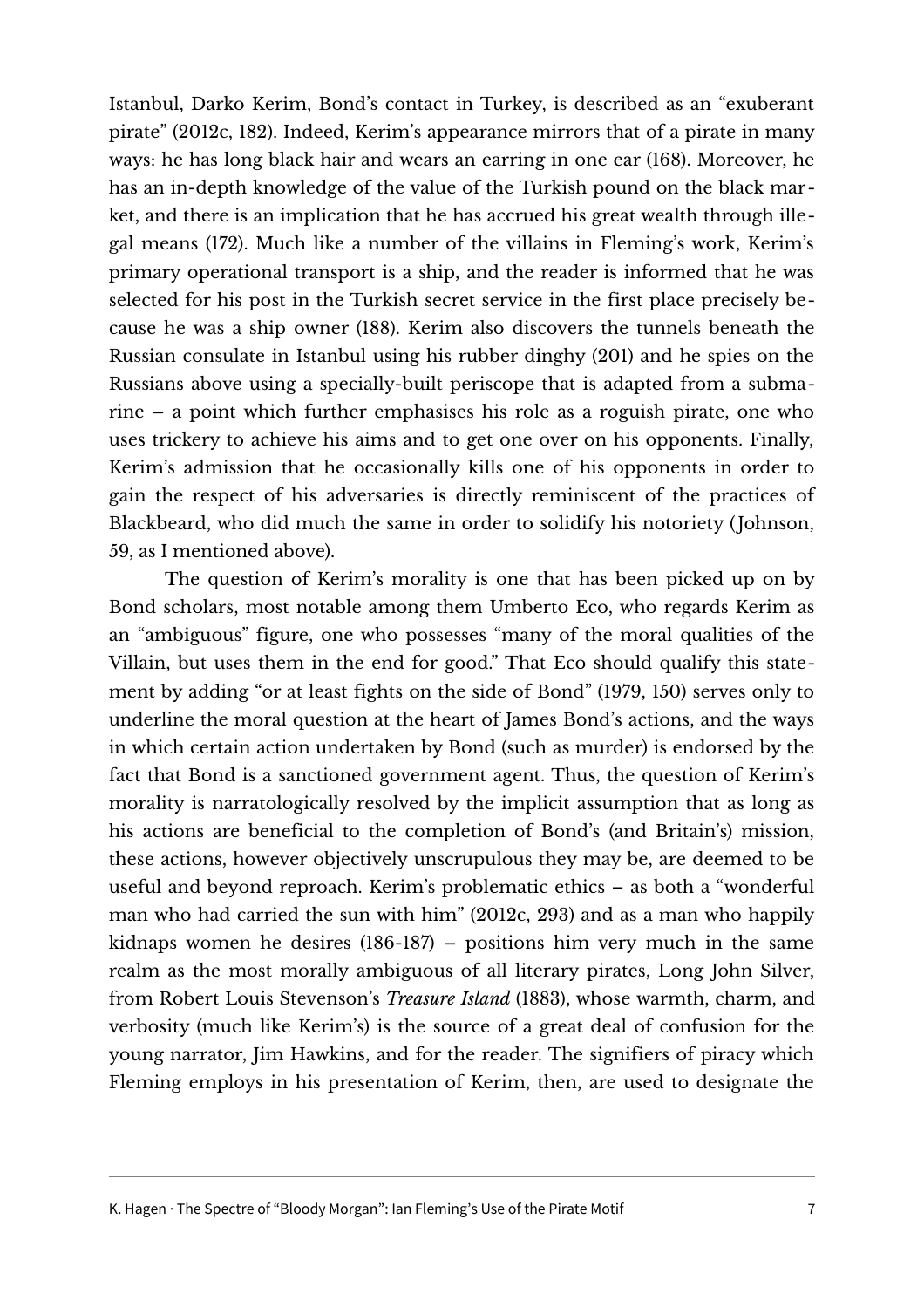Istanbul, Darko Kerim, Bond's contact in Turkey, is described as an "exuberant pirate" (2012c, 182). Indeed, Kerim's appearance mirrors that of a pirate in many ways: he has long black hair and wears an earring in one ear (168). Moreover, he has an in-depth knowledge of the value of the Turkish pound on the black market, and there is an implication that he has accrued his great wealth through illegal means (172). Much like a number of the villains in Fleming's work, Kerim's primary operational transport is a ship, and the reader is informed that he was selected for his post in the Turkish secret service in the first place precisely because he was a ship owner (188). Kerim also discovers the tunnels beneath the Russian consulate in Istanbul using his rubber dinghy (201) and he spies on the Russians above using a specially-built periscope that is adapted from a submarine – a point which further emphasises his role as a roguish pirate, one who uses trickery to achieve his aims and to get one over on his opponents. Finally, Kerim's admission that he occasionally kills one of his opponents in order to gain the respect of his adversaries is directly reminiscent of the practices of Blackbeard, who did much the same in order to solidify his notoriety (Johnson, 59, as I mentioned above).

The question of Kerim's morality is one that has been picked up on by Bond scholars, most notable among them Umberto Eco, who regards Kerim as an "ambiguous" figure, one who possesses "many of the moral qualities of the Villain, but uses them in the end for good." That Eco should qualify this statement by adding "or at least fights on the side of Bond" (1979, 150) serves only to underline the moral question at the heart of James Bond's actions, and the ways in which certain action undertaken by Bond (such as murder) is endorsed by the fact that Bond is a sanctioned government agent. Thus, the question of Kerim's morality is narratologically resolved by the implicit assumption that as long as his actions are beneficial to the completion of Bond's (and Britain's) mission, these actions, however objectively unscrupulous they may be, are deemed to be useful and beyond reproach. Kerim's problematic ethics – as both a "wonderful man who had carried the sun with him" (2012c, 293) and as a man who happily kidnaps women he desires (186-187) – positions him very much in the same realm as the most morally ambiguous of all literary pirates, Long John Silver, from Robert Louis Stevenson's *Treasure Island* (1883), whose warmth, charm, and verbosity (much like Kerim's) is the source of a great deal of confusion for the young narrator, Jim Hawkins, and for the reader. The signifiers of piracy which Fleming employs in his presentation of Kerim, then, are used to designate the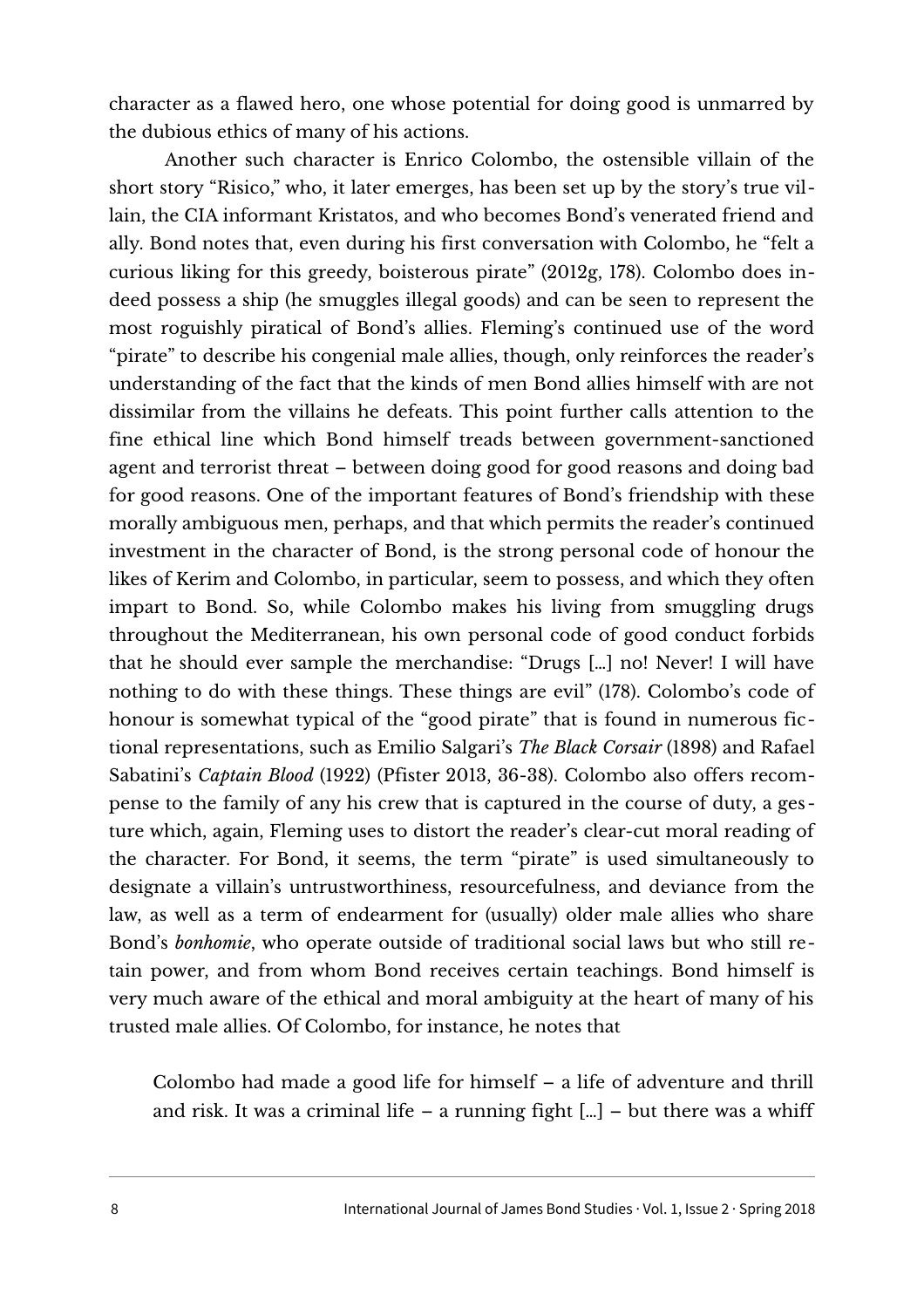character as a flawed hero, one whose potential for doing good is unmarred by the dubious ethics of many of his actions.

Another such character is Enrico Colombo, the ostensible villain of the short story "Risico," who, it later emerges, has been set up by the story's true villain, the CIA informant Kristatos, and who becomes Bond's venerated friend and ally. Bond notes that, even during his first conversation with Colombo, he "felt a curious liking for this greedy, boisterous pirate" (2012g, 178). Colombo does indeed possess a ship (he smuggles illegal goods) and can be seen to represent the most roguishly piratical of Bond's allies. Fleming's continued use of the word "pirate" to describe his congenial male allies, though, only reinforces the reader's understanding of the fact that the kinds of men Bond allies himself with are not dissimilar from the villains he defeats. This point further calls attention to the fine ethical line which Bond himself treads between government-sanctioned agent and terrorist threat – between doing good for good reasons and doing bad for good reasons. One of the important features of Bond's friendship with these morally ambiguous men, perhaps, and that which permits the reader's continued investment in the character of Bond, is the strong personal code of honour the likes of Kerim and Colombo, in particular, seem to possess, and which they often impart to Bond. So, while Colombo makes his living from smuggling drugs throughout the Mediterranean, his own personal code of good conduct forbids that he should ever sample the merchandise: "Drugs […] no! Never! I will have nothing to do with these things. These things are evil" (178). Colombo's code of honour is somewhat typical of the "good pirate" that is found in numerous fictional representations, such as Emilio Salgari's *The Black Corsair* (1898) and Rafael Sabatini's *Captain Blood* (1922) (Pfister 2013, 36-38). Colombo also offers recompense to the family of any his crew that is captured in the course of duty, a gesture which, again, Fleming uses to distort the reader's clear-cut moral reading of the character. For Bond, it seems, the term "pirate" is used simultaneously to designate a villain's untrustworthiness, resourcefulness, and deviance from the law, as well as a term of endearment for (usually) older male allies who share Bond's *bonhomie*, who operate outside of traditional social laws but who still retain power, and from whom Bond receives certain teachings. Bond himself is very much aware of the ethical and moral ambiguity at the heart of many of his trusted male allies. Of Colombo, for instance, he notes that

> Colombo had made a good life for himself – a life of adventure and thrill and risk. It was a criminal life – a running fight […] – but there was a whiff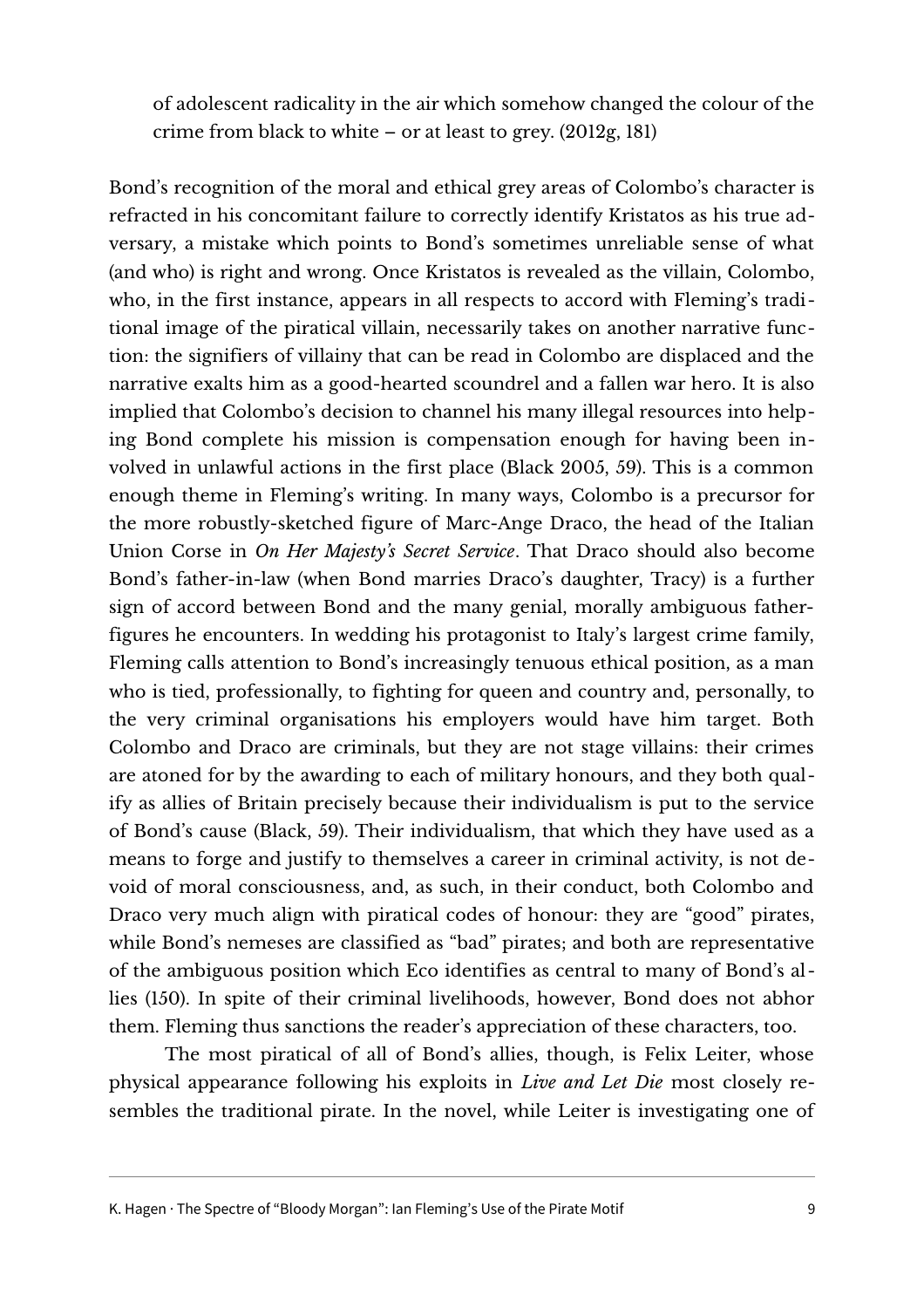of adolescent radicality in the air which somehow changed the colour of the crime from black to white – or at least to grey. (2012g, 181)

Bond's recognition of the moral and ethical grey areas of Colombo's character is refracted in his concomitant failure to correctly identify Kristatos as his true adversary, a mistake which points to Bond's sometimes unreliable sense of what (and who) is right and wrong. Once Kristatos is revealed as the villain, Colombo, who, in the first instance, appears in all respects to accord with Fleming's traditional image of the piratical villain, necessarily takes on another narrative function: the signifiers of villainy that can be read in Colombo are displaced and the narrative exalts him as a good-hearted scoundrel and a fallen war hero. It is also implied that Colombo's decision to channel his many illegal resources into helping Bond complete his mission is compensation enough for having been involved in unlawful actions in the first place (Black 2005, 59). This is a common enough theme in Fleming's writing. In many ways, Colombo is a precursor for the more robustly-sketched figure of Marc-Ange Draco, the head of the Italian Union Corse in *On Her Majesty's Secret Service*. That Draco should also become Bond's father-in-law (when Bond marries Draco's daughter, Tracy) is a further sign of accord between Bond and the many genial, morally ambiguous father-figures he encounters. In wedding his protagonist to Italy's largest crime family, Fleming calls attention to Bond's increasingly tenuous ethical position, as a man who is tied, professionally, to fighting for queen and country and, personally, to the very criminal organisations his employers would have him target. Both Colombo and Draco are criminals, but they are not stage villains: their crimes are atoned for by the awarding to each of military honours, and they both qualify as allies of Britain precisely because their individualism is put to the service of Bond's cause (Black, 59). Their individualism, that which they have used as a means to forge and justify to themselves a career in criminal activity, is not devoid of moral consciousness, and, as such, in their conduct, both Colombo and Draco very much align with piratical codes of honour: they are "good" pirates, while Bond's nemeses are classified as "bad" pirates; and both are representative of the ambiguous position which Eco identifies as central to many of Bond's allies (150). In spite of their criminal livelihoods, however, Bond does not abhor them. Fleming thus sanctions the reader's appreciation of these characters, too.

The most piratical of all of Bond's allies, though, is Felix Leiter, whose physical appearance following his exploits in *Live and Let Die* most closely resembles the traditional pirate. In the novel, while Leiter is investigating one of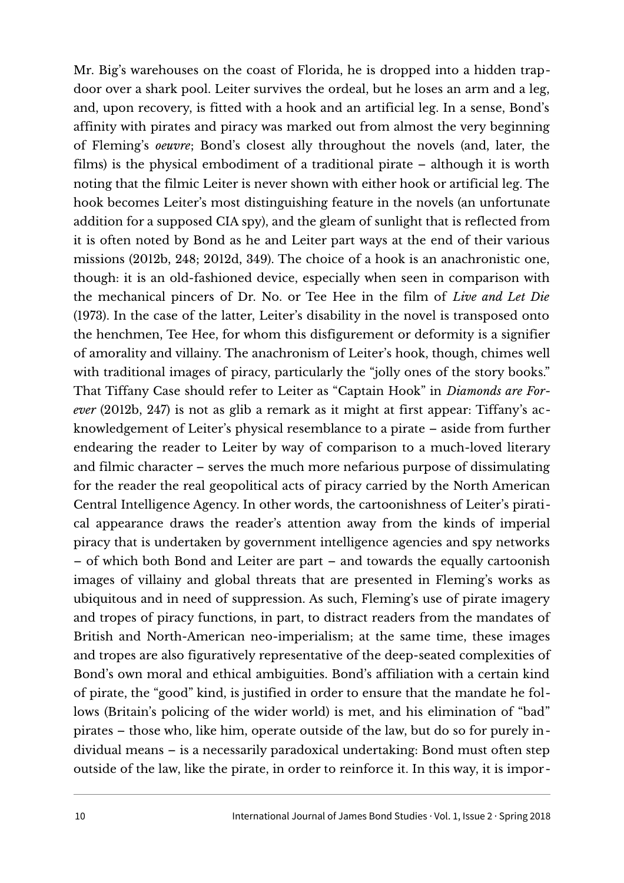Mr. Big's warehouses on the coast of Florida, he is dropped into a hidden trapdoor over a shark pool. Leiter survives the ordeal, but he loses an arm and a leg, and, upon recovery, is fitted with a hook and an artificial leg. In a sense, Bond's affinity with pirates and piracy was marked out from almost the very beginning of Fleming's *oeuvre*; Bond's closest ally throughout the novels (and, later, the films) is the physical embodiment of a traditional pirate – although it is worth noting that the filmic Leiter is never shown with either hook or artificial leg. The hook becomes Leiter's most distinguishing feature in the novels (an unfortunate addition for a supposed CIA spy), and the gleam of sunlight that is reflected from it is often noted by Bond as he and Leiter part ways at the end of their various missions (2012b, 248; 2012d, 349). The choice of a hook is an anachronistic one, though: it is an old-fashioned device, especially when seen in comparison with the mechanical pincers of Dr. No. or Tee Hee in the film of *Live and Let Die* (1973). In the case of the latter, Leiter's disability in the novel is transposed onto the henchmen, Tee Hee, for whom this disfigurement or deformity is a signifier of amorality and villainy. The anachronism of Leiter's hook, though, chimes well with traditional images of piracy, particularly the "jolly ones of the story books." That Tiffany Case should refer to Leiter as "Captain Hook" in *Diamonds are Forever* (2012b, 247) is not as glib a remark as it might at first appear: Tiffany's acknowledgement of Leiter's physical resemblance to a pirate – aside from further endearing the reader to Leiter by way of comparison to a much-loved literary and filmic character – serves the much more nefarious purpose of dissimulating for the reader the real geopolitical acts of piracy carried by the North American Central Intelligence Agency. In other words, the cartoonishness of Leiter's piratical appearance draws the reader's attention away from the kinds of imperial piracy that is undertaken by government intelligence agencies and spy networks – of which both Bond and Leiter are part – and towards the equally cartoonish images of villainy and global threats that are presented in Fleming's works as ubiquitous and in need of suppression. As such, Fleming's use of pirate imagery and tropes of piracy functions, in part, to distract readers from the mandates of British and North-American neo-imperialism; at the same time, these images and tropes are also figuratively representative of the deep-seated complexities of Bond's own moral and ethical ambiguities. Bond's affiliation with a certain kind of pirate, the "good" kind, is justified in order to ensure that the mandate he follows (Britain's policing of the wider world) is met, and his elimination of "bad" pirates – those who, like him, operate outside of the law, but do so for purely individual means – is a necessarily paradoxical undertaking: Bond must often step outside of the law, like the pirate, in order to reinforce it. In this way, it is impor-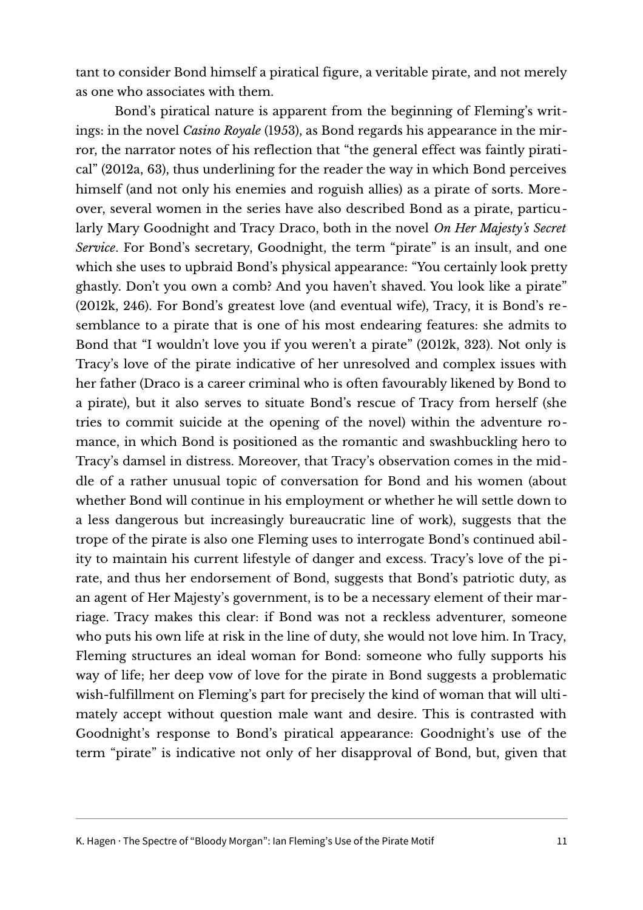tant to consider Bond himself a piratical figure, a veritable pirate, and not merely as one who associates with them.

Bond's piratical nature is apparent from the beginning of Fleming's writings: in the novel *Casino Royale* (1953), as Bond regards his appearance in the mirror, the narrator notes of his reflection that "the general effect was faintly piratical" (2012a, 63), thus underlining for the reader the way in which Bond perceives himself (and not only his enemies and roguish allies) as a pirate of sorts. Moreover, several women in the series have also described Bond as a pirate, particularly Mary Goodnight and Tracy Draco, both in the novel *On Her Majesty's Secret Service*. For Bond's secretary, Goodnight, the term "pirate" is an insult, and one which she uses to upbraid Bond's physical appearance: "You certainly look pretty ghastly. Don't you own a comb? And you haven't shaved. You look like a pirate" (2012k, 246). For Bond's greatest love (and eventual wife), Tracy, it is Bond's resemblance to a pirate that is one of his most endearing features: she admits to Bond that "I wouldn't love you if you weren't a pirate" (2012k, 323). Not only is Tracy's love of the pirate indicative of her unresolved and complex issues with her father (Draco is a career criminal who is often favourably likened by Bond to a pirate), but it also serves to situate Bond's rescue of Tracy from herself (she tries to commit suicide at the opening of the novel) within the adventure romance, in which Bond is positioned as the romantic and swashbuckling hero to Tracy's damsel in distress. Moreover, that Tracy's observation comes in the middle of a rather unusual topic of conversation for Bond and his women (about whether Bond will continue in his employment or whether he will settle down to a less dangerous but increasingly bureaucratic line of work), suggests that the trope of the pirate is also one Fleming uses to interrogate Bond's continued ability to maintain his current lifestyle of danger and excess. Tracy's love of the pirate, and thus her endorsement of Bond, suggests that Bond's patriotic duty, as an agent of Her Majesty's government, is to be a necessary element of their marriage. Tracy makes this clear: if Bond was not a reckless adventurer, someone who puts his own life at risk in the line of duty, she would not love him. In Tracy, Fleming structures an ideal woman for Bond: someone who fully supports his way of life; her deep vow of love for the pirate in Bond suggests a problematic wish-fulfillment on Fleming's part for precisely the kind of woman that will ultimately accept without question male want and desire. This is contrasted with Goodnight's response to Bond's piratical appearance: Goodnight's use of the term "pirate" is indicative not only of her disapproval of Bond, but, given that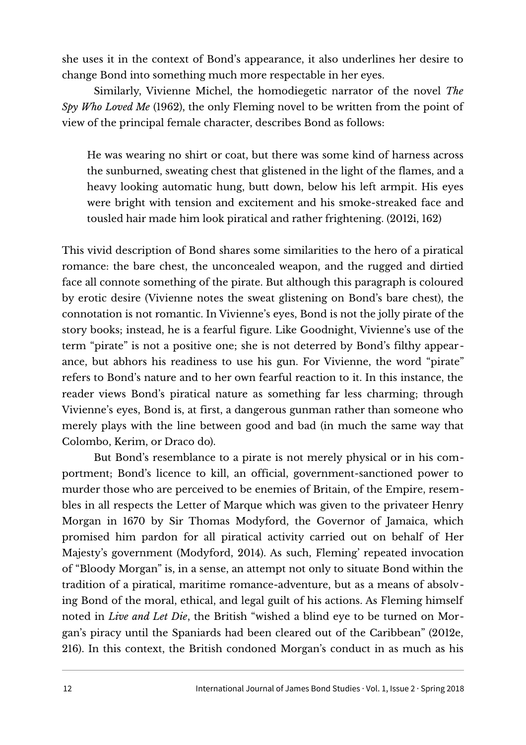she uses it in the context of Bond's appearance, it also underlines her desire to change Bond into something much more respectable in her eyes.

Similarly, Vivienne Michel, the homodiegetic narrator of the novel *The Spy Who Loved Me* (1962), the only Fleming novel to be written from the point of view of the principal female character, describes Bond as follows:

> He was wearing no shirt or coat, but there was some kind of harness across the sunburned, sweating chest that glistened in the light of the flames, and a heavy looking automatic hung, butt down, below his left armpit. His eyes were bright with tension and excitement and his smoke-streaked face and tousled hair made him look piratical and rather frightening. (2012i, 162)

This vivid description of Bond shares some similarities to the hero of a piratical romance: the bare chest, the unconcealed weapon, and the rugged and dirtied face all connote something of the pirate. But although this paragraph is coloured by erotic desire (Vivienne notes the sweat glistening on Bond's bare chest), the connotation is not romantic. In Vivienne's eyes, Bond is not the jolly pirate of the story books; instead, he is a fearful figure. Like Goodnight, Vivienne's use of the term "pirate" is not a positive one; she is not deterred by Bond's filthy appearance, but abhors his readiness to use his gun. For Vivienne, the word "pirate" refers to Bond's nature and to her own fearful reaction to it. In this instance, the reader views Bond's piratical nature as something far less charming; through Vivienne's eyes, Bond is, at first, a dangerous gunman rather than someone who merely plays with the line between good and bad (in much the same way that Colombo, Kerim, or Draco do).

But Bond's resemblance to a pirate is not merely physical or in his comportment; Bond's licence to kill, an official, government-sanctioned power to murder those who are perceived to be enemies of Britain, of the Empire, resembles in all respects the Letter of Marque which was given to the privateer Henry Morgan in 1670 by Sir Thomas Modyford, the Governor of Jamaica, which promised him pardon for all piratical activity carried out on behalf of Her Majesty's government (Modyford, 2014). As such, Fleming' repeated invocation of "Bloody Morgan" is, in a sense, an attempt not only to situate Bond within the tradition of a piratical, maritime romance-adventure, but as a means of absolving Bond of the moral, ethical, and legal guilt of his actions. As Fleming himself noted in *Live and Let Die*, the British "wished a blind eye to be turned on Morgan's piracy until the Spaniards had been cleared out of the Caribbean" (2012e, 216). In this context, the British condoned Morgan's conduct in as much as his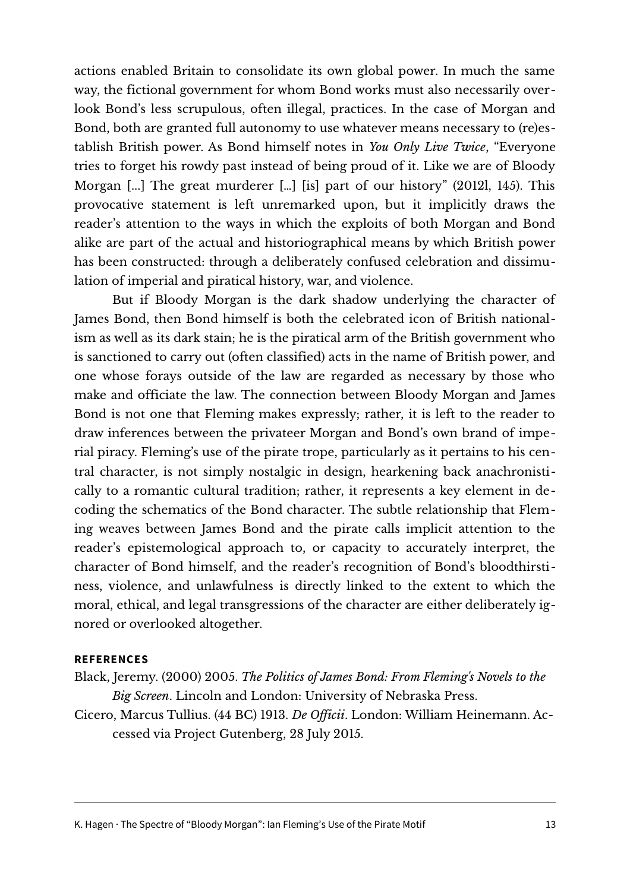actions enabled Britain to consolidate its own global power. In much the same way, the fictional government for whom Bond works must also necessarily overlook Bond's less scrupulous, often illegal, practices. In the case of Morgan and Bond, both are granted full autonomy to use whatever means necessary to (re)establish British power. As Bond himself notes in *You Only Live Twice*, "Everyone tries to forget his rowdy past instead of being proud of it. Like we are of Bloody Morgan [...] The great murderer [...] [is] part of our history" (2012l, 145). This provocative statement is left unremarked upon, but it implicitly draws the reader's attention to the ways in which the exploits of both Morgan and Bond alike are part of the actual and historiographical means by which British power has been constructed: through a deliberately confused celebration and dissimulation of imperial and piratical history, war, and violence.

But if Bloody Morgan is the dark shadow underlying the character of James Bond, then Bond himself is both the celebrated icon of British nationalism as well as its dark stain; he is the piratical arm of the British government who is sanctioned to carry out (often classified) acts in the name of British power, and one whose forays outside of the law are regarded as necessary by those who make and officiate the law. The connection between Bloody Morgan and James Bond is not one that Fleming makes expressly; rather, it is left to the reader to draw inferences between the privateer Morgan and Bond's own brand of imperial piracy. Fleming's use of the pirate trope, particularly as it pertains to his central character, is not simply nostalgic in design, hearkening back anachronistically to a romantic cultural tradition; rather, it represents a key element in decoding the schematics of the Bond character. The subtle relationship that Fleming weaves between James Bond and the pirate calls implicit attention to the reader's epistemological approach to, or capacity to accurately interpret, the character of Bond himself, and the reader's recognition of Bond's bloodthirstiness, violence, and unlawfulness is directly linked to the extent to which the moral, ethical, and legal transgressions of the character are either deliberately ignored or overlooked altogether.

## REFERENCES

Black, Jeremy. (2000) 2005. *The Politics of James Bond: From Fleming's Novels to the Big Screen*. Lincoln and London: University of Nebraska Press.

Cicero, Marcus Tullius. (44 BC) 1913. *De Officii*. London: William Heinemann. Accessed via Project Gutenberg, 28 July 2015.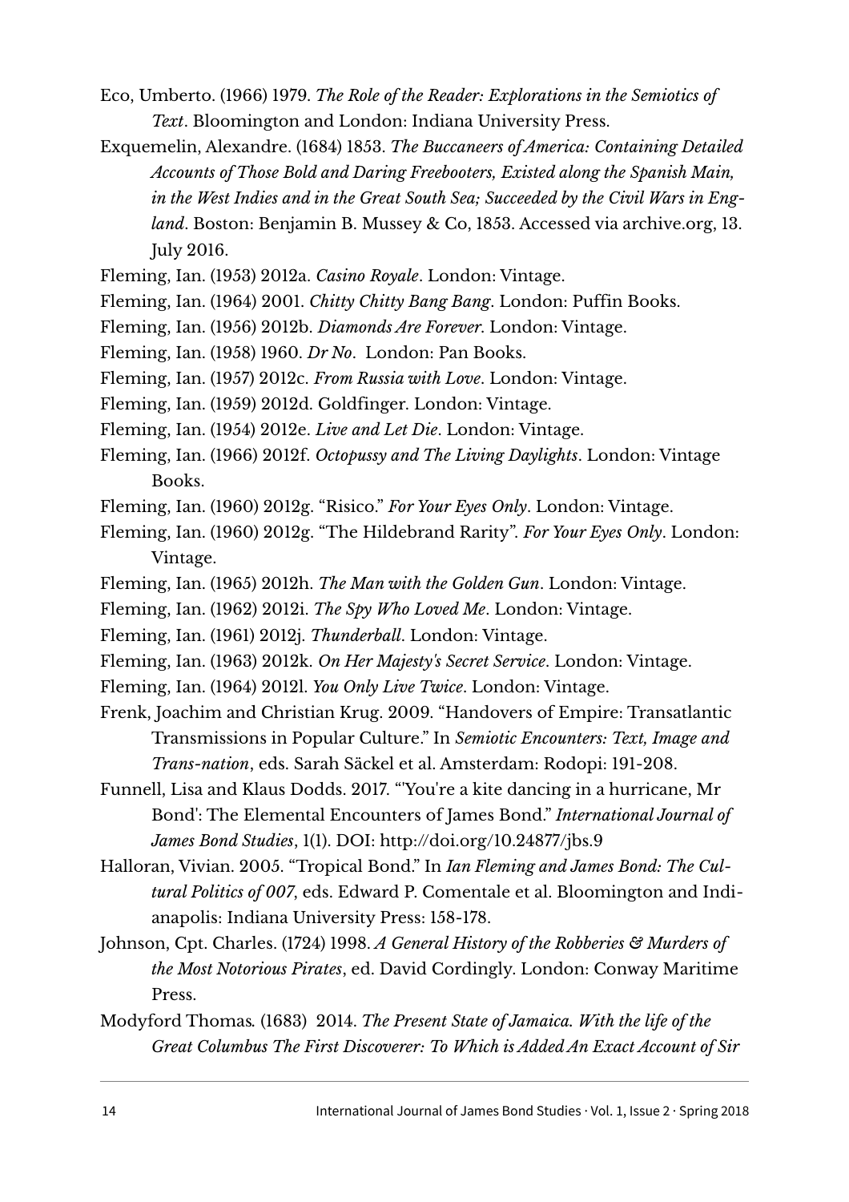Eco, Umberto. (1966) 1979. *The Role of the Reader: Explorations in the Semiotics of Text*. Bloomington and London: Indiana University Press.

Exquemelin, Alexandre. (1684) 1853. *The Buccaneers of America: Containing Detailed Accounts of Those Bold and Daring Freebooters, Existed along the Spanish Main, in the West Indies and in the Great South Sea; Succeeded by the Civil Wars in England*. Boston: Benjamin B. Mussey & Co, 1853. Accessed via archive.org, 13. July 2016.

Fleming, Ian. (1953) 2012a. *Casino Royale*. London: Vintage.

Fleming, Ian. (1964) 2001. *Chitty Chitty Bang Bang*. London: Puffin Books.

Fleming, Ian. (1956) 2012b. *Diamonds Are Forever*. London: Vintage.

Fleming, Ian. (1958) 1960. *Dr No*. London: Pan Books.

Fleming, Ian. (1957) 2012c. *From Russia with Love*. London: Vintage.

Fleming, Ian. (1959) 2012d. Goldfinger. London: Vintage.

Fleming, Ian. (1954) 2012e. *Live and Let Die*. London: Vintage.

Fleming, Ian. (1966) 2012f. *Octopussy and The Living Daylights*. London: Vintage Books.

Fleming, Ian. (1960) 2012g. "Risico." *For Your Eyes Only*. London: Vintage.

Fleming, Ian. (1960) 2012g. "The Hildebrand Rarity". *For Your Eyes Only*. London: Vintage.

Fleming, Ian. (1965) 2012h. *The Man with the Golden Gun*. London: Vintage.

Fleming, Ian. (1962) 2012i. *The Spy Who Loved Me*. London: Vintage.

Fleming, Ian. (1961) 2012j. *Thunderball*. London: Vintage.

Fleming, Ian. (1963) 2012k. *On Her Majesty's Secret Service*. London: Vintage.

Fleming, Ian. (1964) 2012l. *You Only Live Twice*. London: Vintage.

Frenk, Joachim and Christian Krug. 2009. "Handovers of Empire: Transatlantic Transmissions in Popular Culture." In *Semiotic Encounters: Text, Image and Trans-nation*, eds. Sarah Säckel et al. Amsterdam: Rodopi: 191-208.

Funnell, Lisa and Klaus Dodds. 2017. "'You're a kite dancing in a hurricane, Mr Bond': The Elemental Encounters of James Bond." *International Journal of James Bond Studies*, 1(1). DOI: http://doi.org/10.24877/jbs.9

Halloran, Vivian. 2005. "Tropical Bond." In *Ian Fleming and James Bond: The Cultural Politics of 007*, eds. Edward P. Comentale et al. Bloomington and Indianapolis: Indiana University Press: 158-178.

Johnson, Cpt. Charles. (1724) 1998. *A General History of the Robberies & Murders of the Most Notorious Pirates*, ed. David Cordingly. London: Conway Maritime Press.

Modyford Thomas. (1683) 2014. *The Present State of Jamaica. With the life of the Great Columbus The First Discoverer: To Which is Added An Exact Account of Sir*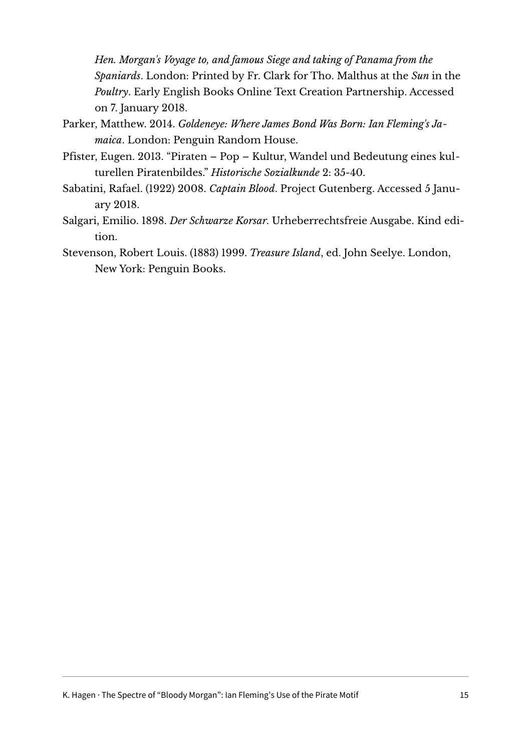*Hen. Morgan's Voyage to, and famous Siege and taking of Panama from the Spaniards*. London: Printed by Fr. Clark for Tho. Malthus at the *Sun* in the *Poultry*. Early English Books Online Text Creation Partnership. Accessed on 7. January 2018.

Parker, Matthew. 2014. *Goldeneye: Where James Bond Was Born: Ian Fleming's Jamaica*. London: Penguin Random House.

Pfister, Eugen. 2013. "Piraten – Pop – Kultur, Wandel und Bedeutung eines kulturellen Piratenbildes." *Historische Sozialkunde* 2: 35-40.

Sabatini, Rafael. (1922) 2008. *Captain Blood*. Project Gutenberg. Accessed 5 January 2018.

Salgari, Emilio. 1898. *Der Schwarze Korsar*. Urheberrechtsfreie Ausgabe. Kind edition.

Stevenson, Robert Louis. (1883) 1999. *Treasure Island*, ed. John Seelye. London, New York: Penguin Books.